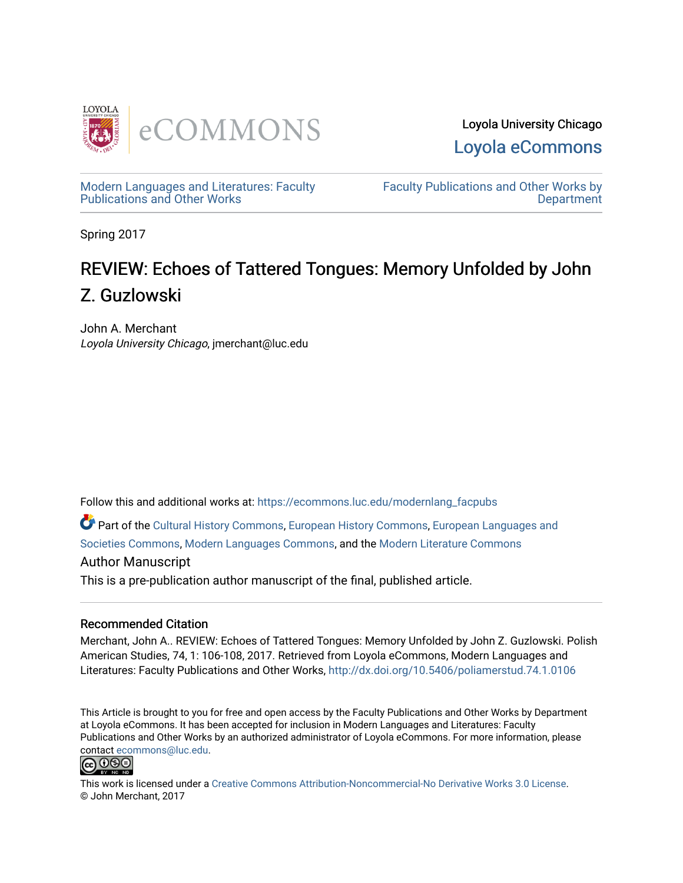Loyola University Chicago

Loyola eCommons

Modern Languages and Literatures: Faculty Publications and Other Works

Faculty Publications and Other Works by Department

Spring 2017

# REVIEW: Echoes of Tattered Tongues: Memory Unfolded by John Z. Guzlowski

John A. Merchant

*Loyola University Chicago*, jmerchant@luc.edu

Follow this and additional works at: https://ecommons.luc.edu/modernlang_facpubs

Part of the Cultural History Commons, European History Commons, European Languages and Societies Commons, Modern Languages Commons, and the Modern Literature Commons

Author Manuscript

This is a pre-publication author manuscript of the final, published article.

## Recommended Citation

Merchant, John A.. REVIEW: Echoes of Tattered Tongues: Memory Unfolded by John Z. Guzlowski. Polish American Studies, 74, 1: 106-108, 2017. Retrieved from Loyola eCommons, Modern Languages and Literatures: Faculty Publications and Other Works, http://dx.doi.org/10.5406/poliamerstud.74.1.0106

This Article is brought to you for free and open access by the Faculty Publications and Other Works by Department at Loyola eCommons. It has been accepted for inclusion in Modern Languages and Literatures: Faculty Publications and Other Works by an authorized administrator of Loyola eCommons. For more information, please contact ecommons@luc.edu.

This work is licensed under a Creative Commons Attribution-Noncommercial-No Derivative Works 3.0 License.
© John Merchant, 2017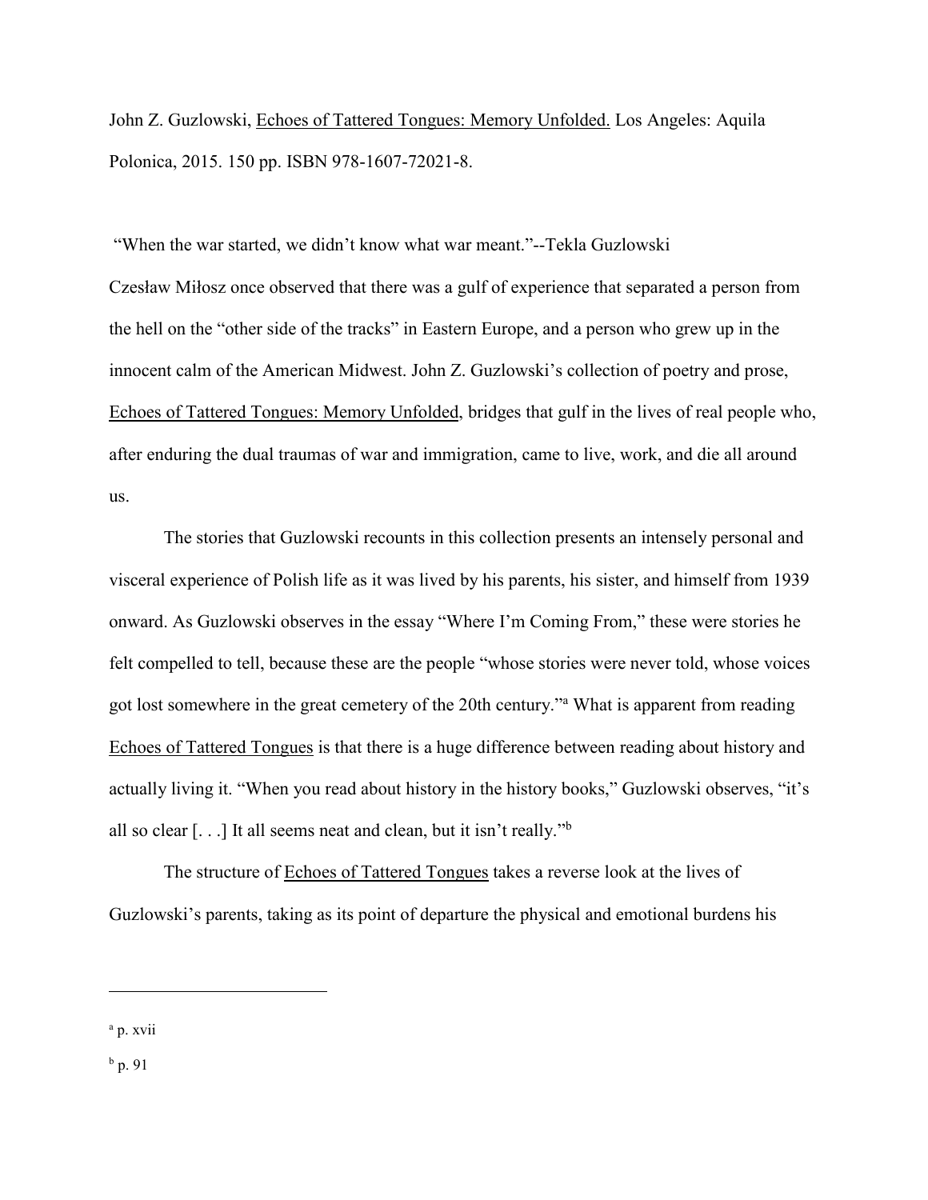John Z. Guzlowski, Echoes of Tattered Tongues: Memory Unfolded. Los Angeles: Aquila Polonica, 2015. 150 pp. ISBN 978-1607-72021-8.

"When the war started, we didn't know what war meant."--Tekla Guzlowski

Czesław Miłosz once observed that there was a gulf of experience that separated a person from the hell on the "other side of the tracks" in Eastern Europe, and a person who grew up in the innocent calm of the American Midwest. John Z. Guzlowski's collection of poetry and prose, Echoes of Tattered Tongues: Memory Unfolded, bridges that gulf in the lives of real people who, after enduring the dual traumas of war and immigration, came to live, work, and die all around us.

The stories that Guzlowski recounts in this collection presents an intensely personal and visceral experience of Polish life as it was lived by his parents, his sister, and himself from 1939 onward. As Guzlowski observes in the essay "Where I'm Coming From," these were stories he felt compelled to tell, because these are the people "whose stories were never told, whose voices got lost somewhere in the great cemetery of the 20th century."[a] What is apparent from reading Echoes of Tattered Tongues is that there is a huge difference between reading about history and actually living it. "When you read about history in the history books," Guzlowski observes, "it's all so clear [. . .] It all seems neat and clean, but it isn't really."[b]

The structure of Echoes of Tattered Tongues takes a reverse look at the lives of Guzlowski's parents, taking as its point of departure the physical and emotional burdens his

---

[a] p. xvii

[b] p. 91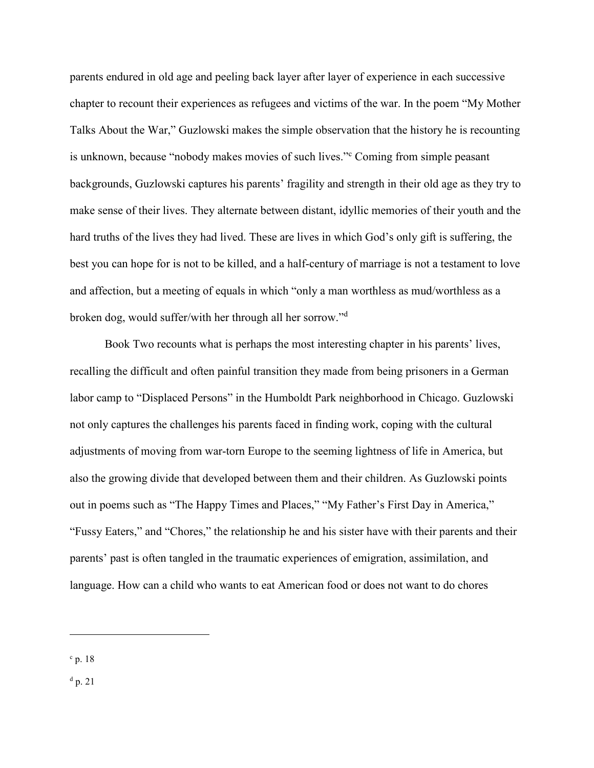parents endured in old age and peeling back layer after layer of experience in each successive chapter to recount their experiences as refugees and victims of the war. In the poem "My Mother Talks About the War," Guzlowski makes the simple observation that the history he is recounting is unknown, because "nobody makes movies of such lives."[c] Coming from simple peasant backgrounds, Guzlowski captures his parents' fragility and strength in their old age as they try to make sense of their lives. They alternate between distant, idyllic memories of their youth and the hard truths of the lives they had lived. These are lives in which God's only gift is suffering, the best you can hope for is not to be killed, and a half-century of marriage is not a testament to love and affection, but a meeting of equals in which "only a man worthless as mud/worthless as a broken dog, would suffer/with her through all her sorrow."[d]

Book Two recounts what is perhaps the most interesting chapter in his parents' lives, recalling the difficult and often painful transition they made from being prisoners in a German labor camp to "Displaced Persons" in the Humboldt Park neighborhood in Chicago. Guzlowski not only captures the challenges his parents faced in finding work, coping with the cultural adjustments of moving from war-torn Europe to the seeming lightness of life in America, but also the growing divide that developed between them and their children. As Guzlowski points out in poems such as "The Happy Times and Places," "My Father's First Day in America," "Fussy Eaters," and "Chores," the relationship he and his sister have with their parents and their parents' past is often tangled in the traumatic experiences of emigration, assimilation, and language. How can a child who wants to eat American food or does not want to do chores

---

[c] p. 18

[d] p. 21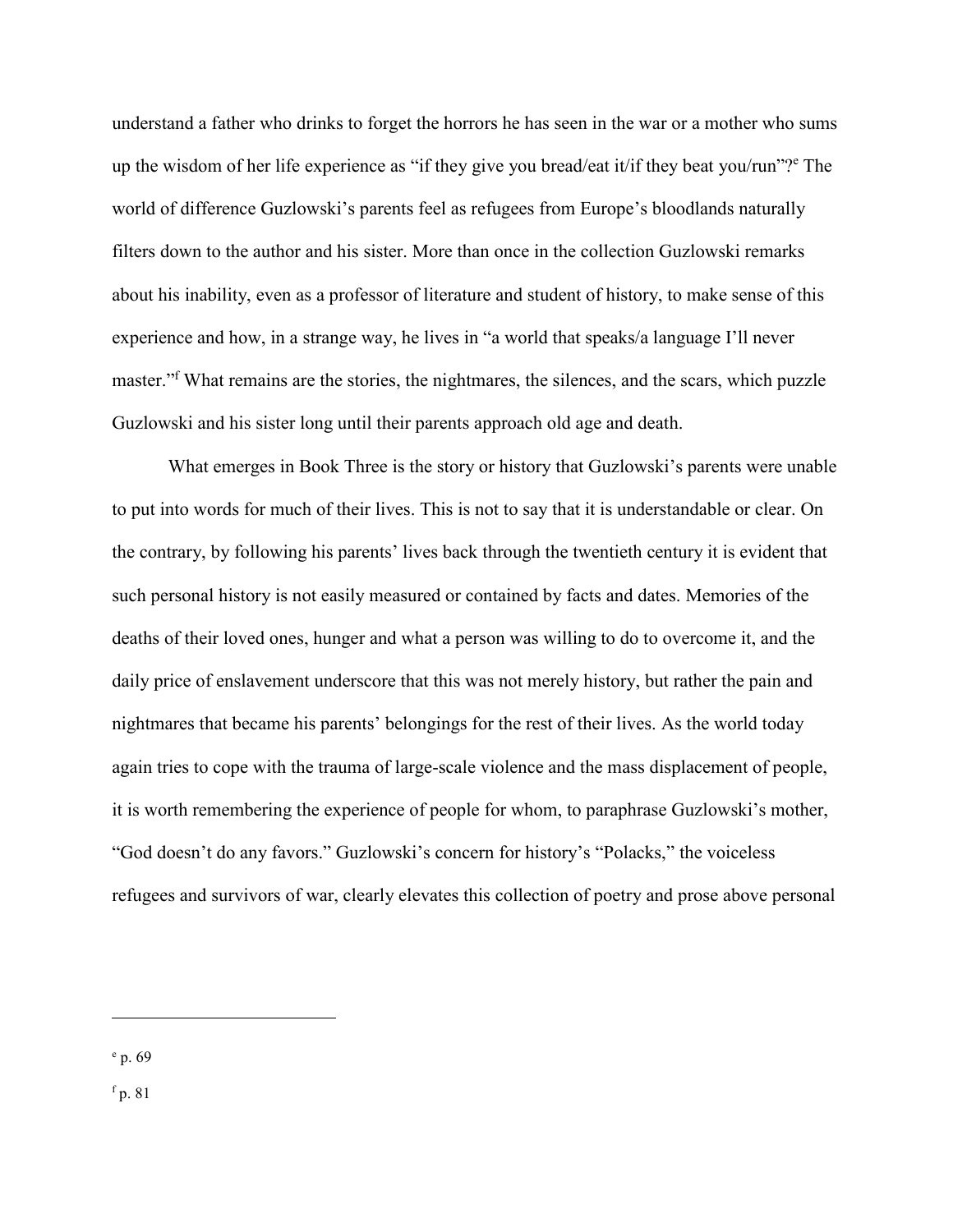understand a father who drinks to forget the horrors he has seen in the war or a mother who sums up the wisdom of her life experience as "if they give you bread/eat it/if they beat you/run"?[e] The world of difference Guzlowski's parents feel as refugees from Europe's bloodlands naturally filters down to the author and his sister. More than once in the collection Guzlowski remarks about his inability, even as a professor of literature and student of history, to make sense of this experience and how, in a strange way, he lives in "a world that speaks/a language I'll never master."[f] What remains are the stories, the nightmares, the silences, and the scars, which puzzle Guzlowski and his sister long until their parents approach old age and death.

What emerges in Book Three is the story or history that Guzlowski's parents were unable to put into words for much of their lives. This is not to say that it is understandable or clear. On the contrary, by following his parents' lives back through the twentieth century it is evident that such personal history is not easily measured or contained by facts and dates. Memories of the deaths of their loved ones, hunger and what a person was willing to do to overcome it, and the daily price of enslavement underscore that this was not merely history, but rather the pain and nightmares that became his parents' belongings for the rest of their lives. As the world today again tries to cope with the trauma of large-scale violence and the mass displacement of people, it is worth remembering the experience of people for whom, to paraphrase Guzlowski's mother, "God doesn't do any favors." Guzlowski's concern for history's "Polacks," the voiceless refugees and survivors of war, clearly elevates this collection of poetry and prose above personal

---

[e] p. 69

[f] p. 81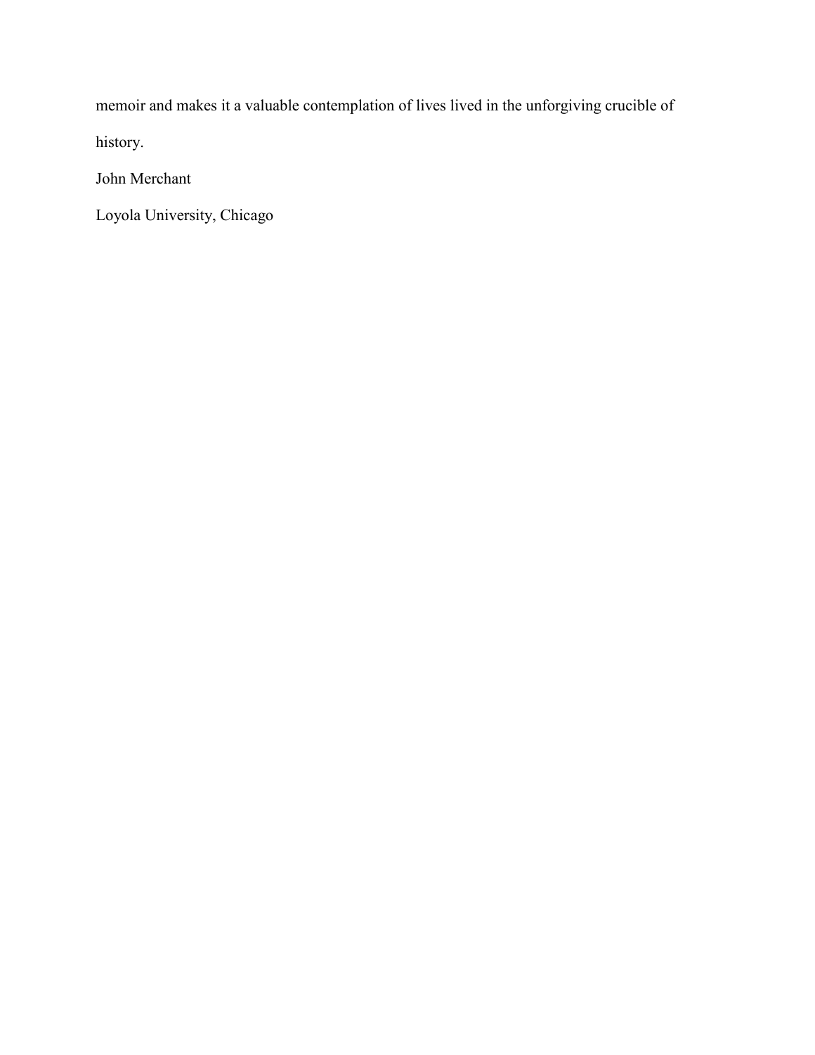memoir and makes it a valuable contemplation of lives lived in the unforgiving crucible of history.

John Merchant

Loyola University, Chicago